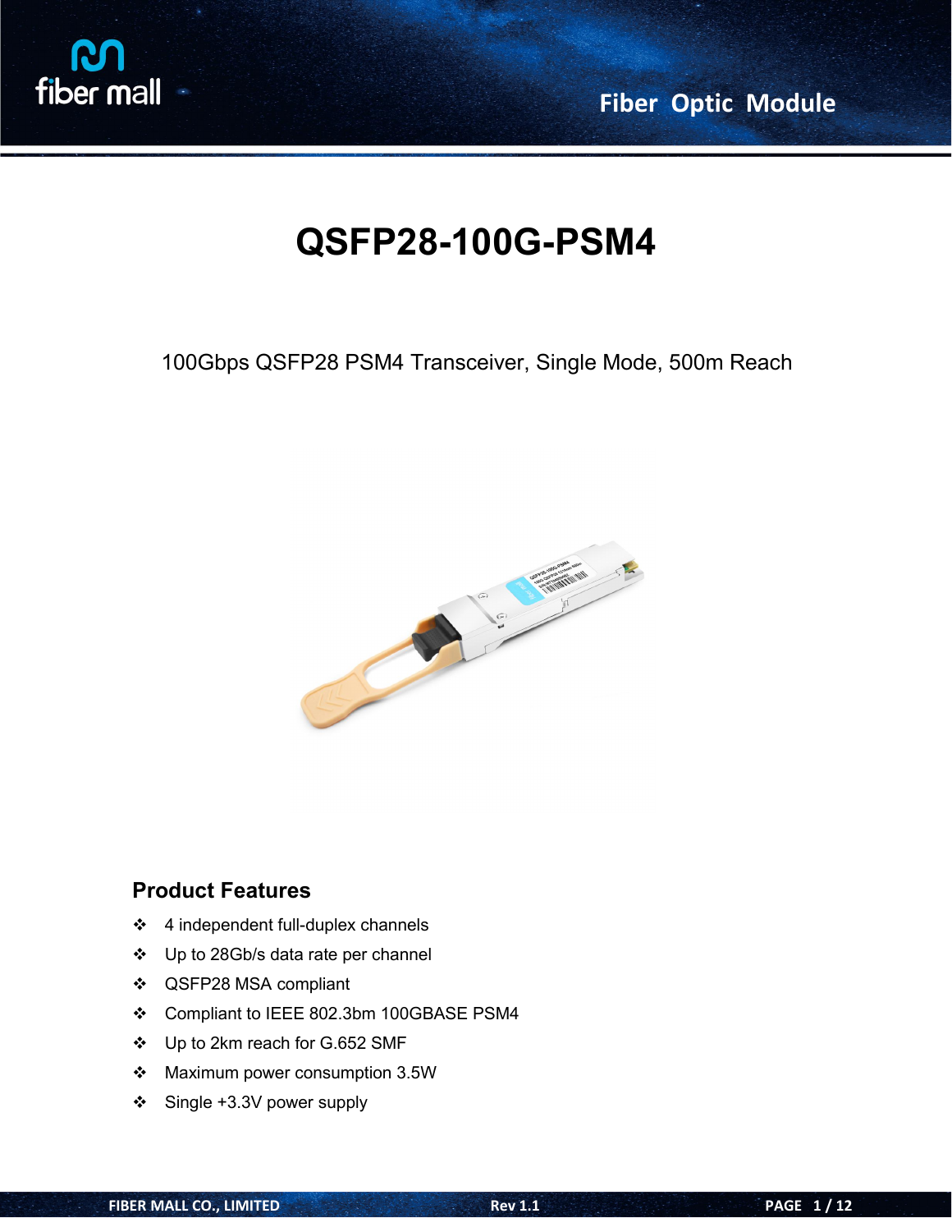# QSFP28-100G-PSM4

100Gbps QSFP28 PSM4 Transceiver, Single Mode, 500m Reach

## Product Features

- 4 independent full-duplex channels
- Up to 28Gb/s data rate per channel
- QSFP28 MSA compliant
- Compliant to IEEE 802.3bm 100GBASE PSM4
- Up to 2km reach for G.652 SMF
- Maximum power consumption 3.5W
- Single +3.3V power supply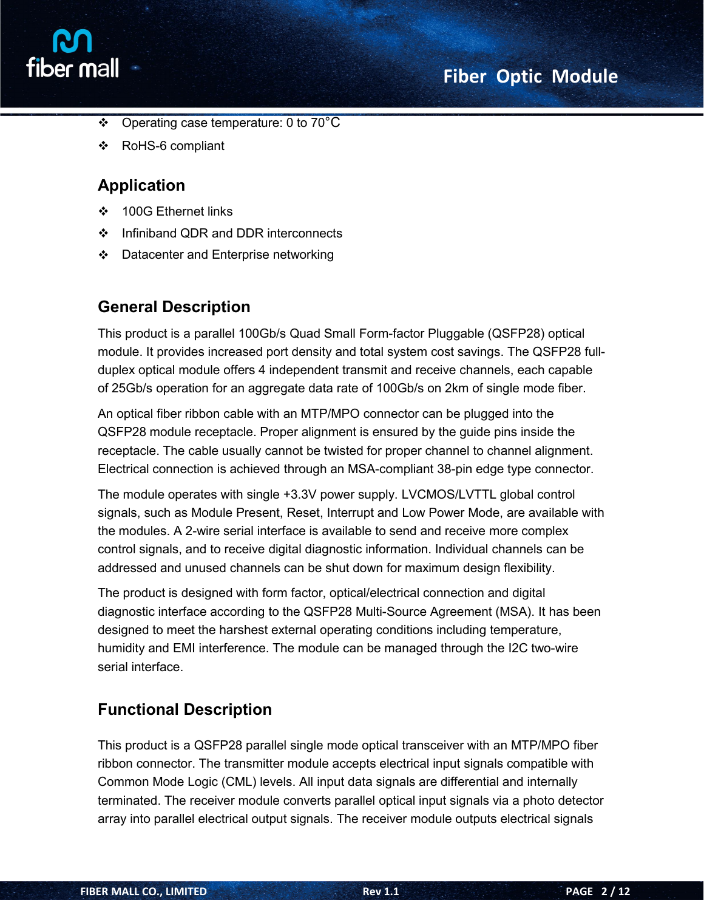- Operating case temperature: 0 to 70°C
- RoHS-6 compliant

## Application

- 100G Ethernet links
- Infiniband QDR and DDR interconnects
- Datacenter and Enterprise networking

## General Description

This product is a parallel 100Gb/s Quad Small Form-factor Pluggable (QSFP28) optical module. It provides increased port density and total system cost savings. The QSFP28 full-duplex optical module offers 4 independent transmit and receive channels, each capable of 25Gb/s operation for an aggregate data rate of 100Gb/s on 2km of single mode fiber.

An optical fiber ribbon cable with an MTP/MPO connector can be plugged into the QSFP28 module receptacle. Proper alignment is ensured by the guide pins inside the receptacle. The cable usually cannot be twisted for proper channel to channel alignment. Electrical connection is achieved through an MSA-compliant 38-pin edge type connector.

The module operates with single +3.3V power supply. LVCMOS/LVTTL global control signals, such as Module Present, Reset, Interrupt and Low Power Mode, are available with the modules. A 2-wire serial interface is available to send and receive more complex control signals, and to receive digital diagnostic information. Individual channels can be addressed and unused channels can be shut down for maximum design flexibility.

The product is designed with form factor, optical/electrical connection and digital diagnostic interface according to the QSFP28 Multi-Source Agreement (MSA). It has been designed to meet the harshest external operating conditions including temperature, humidity and EMI interference. The module can be managed through the I2C two-wire serial interface.

## Functional Description

This product is a QSFP28 parallel single mode optical transceiver with an MTP/MPO fiber ribbon connector. The transmitter module accepts electrical input signals compatible with Common Mode Logic (CML) levels. All input data signals are differential and internally terminated. The receiver module converts parallel optical input signals via a photo detector array into parallel electrical output signals. The receiver module outputs electrical signals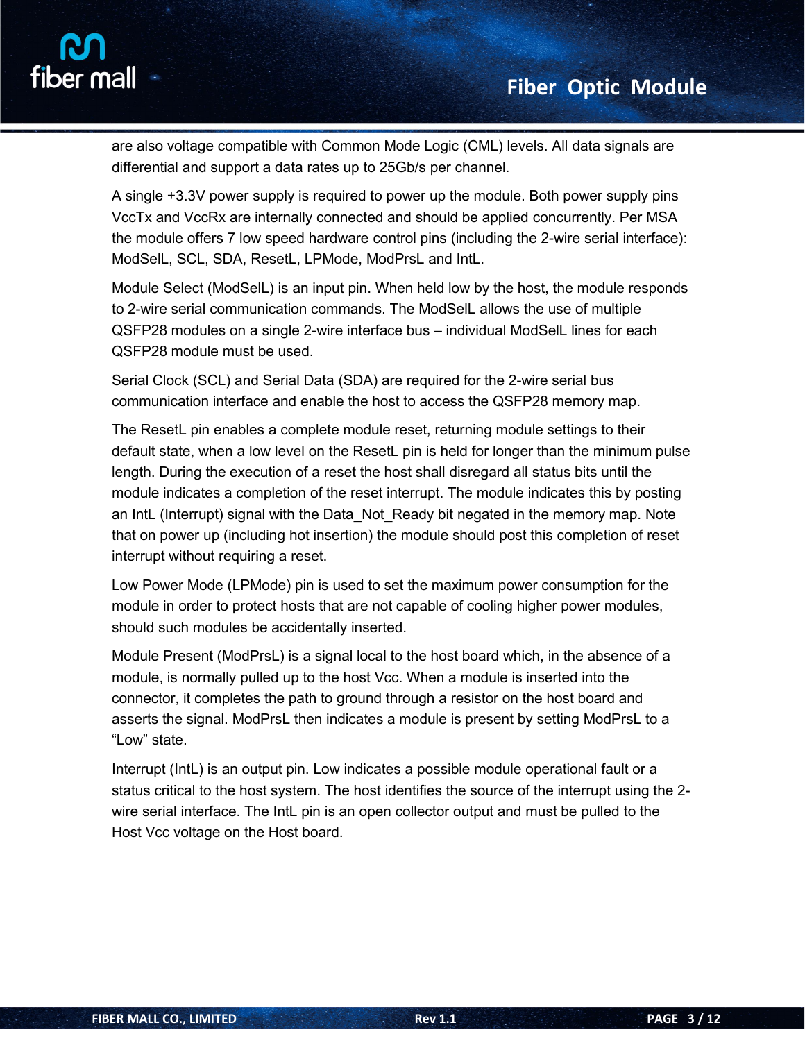are also voltage compatible with Common Mode Logic (CML) levels. All data signals are differential and support a data rates up to 25Gb/s per channel.

A single +3.3V power supply is required to power up the module. Both power supply pins VccTx and VccRx are internally connected and should be applied concurrently. Per MSA the module offers 7 low speed hardware control pins (including the 2-wire serial interface): ModSelL, SCL, SDA, ResetL, LPMode, ModPrsL and IntL.

Module Select (ModSelL) is an input pin. When held low by the host, the module responds to 2-wire serial communication commands. The ModSelL allows the use of multiple QSFP28 modules on a single 2-wire interface bus – individual ModSelL lines for each QSFP28 module must be used.

Serial Clock (SCL) and Serial Data (SDA) are required for the 2-wire serial bus communication interface and enable the host to access the QSFP28 memory map.

The ResetL pin enables a complete module reset, returning module settings to their default state, when a low level on the ResetL pin is held for longer than the minimum pulse length. During the execution of a reset the host shall disregard all status bits until the module indicates a completion of the reset interrupt. The module indicates this by posting an IntL (Interrupt) signal with the Data_Not_Ready bit negated in the memory map. Note that on power up (including hot insertion) the module should post this completion of reset interrupt without requiring a reset.

Low Power Mode (LPMode) pin is used to set the maximum power consumption for the module in order to protect hosts that are not capable of cooling higher power modules, should such modules be accidentally inserted.

Module Present (ModPrsL) is a signal local to the host board which, in the absence of a module, is normally pulled up to the host Vcc. When a module is inserted into the connector, it completes the path to ground through a resistor on the host board and asserts the signal. ModPrsL then indicates a module is present by setting ModPrsL to a "Low" state.

Interrupt (IntL) is an output pin. Low indicates a possible module operational fault or a status critical to the host system. The host identifies the source of the interrupt using the 2-wire serial interface. The IntL pin is an open collector output and must be pulled to the Host Vcc voltage on the Host board.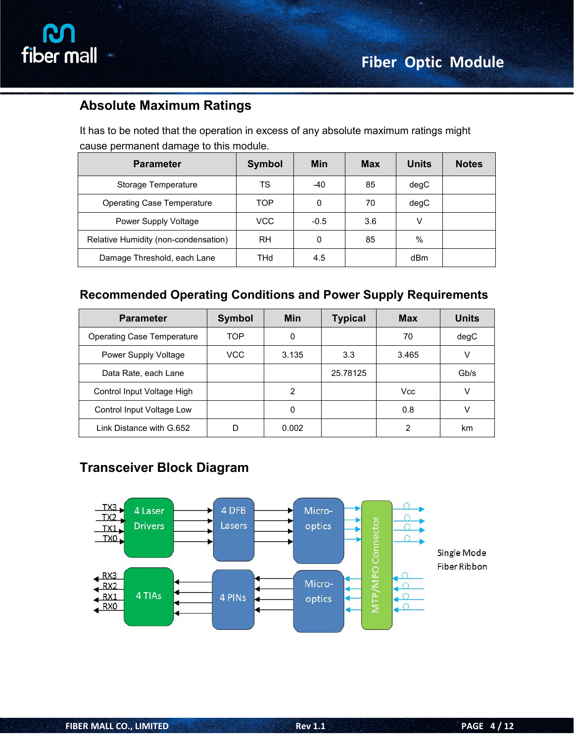## Absolute Maximum Ratings

It has to be noted that the operation in excess of any absolute maximum ratings might cause permanent damage to this module.

| Parameter | Symbol | Min | Max | Units | Notes |
|---|---|---|---|---|---|
| Storage Temperature | TS | -40 | 85 | degC | |
| Operating Case Temperature | TOP | 0 | 70 | degC | |
| Power Supply Voltage | VCC | -0.5 | 3.6 | V | |
| Relative Humidity (non-condensation) | RH | 0 | 85 | % | |
| Damage Threshold, each Lane | THd | 4.5 | | dBm | |

## Recommended Operating Conditions and Power Supply Requirements

| Parameter | Symbol | Min | Typical | Max | Units |
|---|---|---|---|---|---|
| Operating Case Temperature | TOP | 0 | | 70 | degC |
| Power Supply Voltage | VCC | 3.135 | 3.3 | 3.465 | V |
| Data Rate, each Lane | | | 25.78125 | | Gb/s |
| Control Input Voltage High | | 2 | | Vcc | V |
| Control Input Voltage Low | | 0 | | 0.8 | V |
| Link Distance with G.652 | D | 0.002 | | 2 | km |

## Transceiver Block Diagram

TX3 TX2 TX1 TX0 → 4 Laser Drivers → 4 DFB Lasers → Micro-optics → MTP/MPO Connector

RX3 RX2 RX1 RX0 ← 4 TIAs ← 4 PINs ← Micro-optics ← MTP/MPO Connector

Single Mode Fiber Ribbon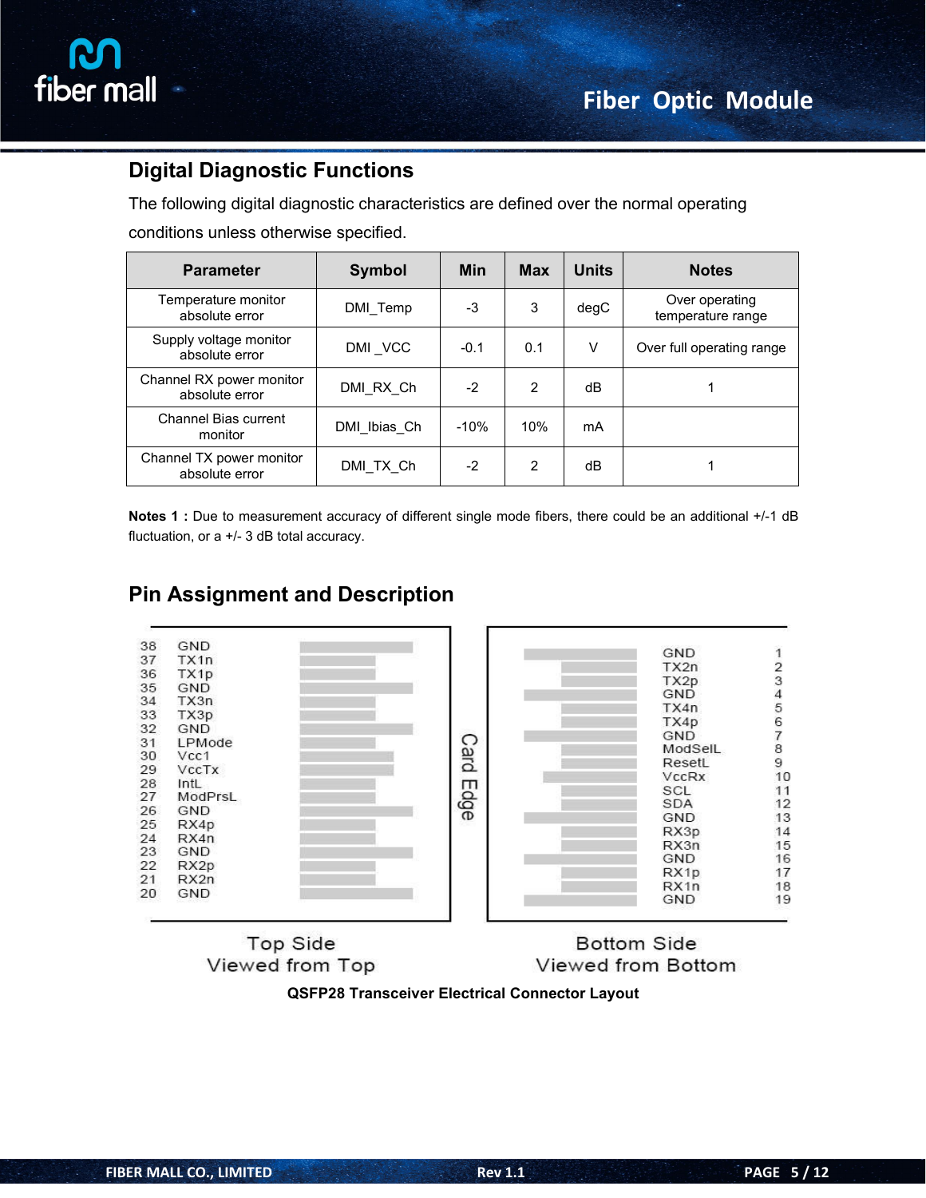## Digital Diagnostic Functions

The following digital diagnostic characteristics are defined over the normal operating conditions unless otherwise specified.

| Parameter | Symbol | Min | Max | Units | Notes |
|---|---|---|---|---|---|
| Temperature monitor absolute error | DMI_Temp | -3 | 3 | degC | Over operating temperature range |
| Supply voltage monitor absolute error | DMI _VCC | -0.1 | 0.1 | V | Over full operating range |
| Channel RX power monitor absolute error | DMI_RX_Ch | -2 | 2 | dB | 1 |
| Channel Bias current monitor | DMI_Ibias_Ch | -10% | 10% | mA | |
| Channel TX power monitor absolute error | DMI_TX_Ch | -2 | 2 | dB | 1 |

**Notes 1 :** Due to measurement accuracy of different single mode fibers, there could be an additional +/-1 dB fluctuation, or a +/- 3 dB total accuracy.

## Pin Assignment and Description

| Top Side (Viewed from Top) Pin | Signal | Bottom Side (Viewed from Bottom) Pin | Signal |
|---|---|---|---|
| 38 | GND | 1 | GND |
| 37 | TX1n | 2 | TX2n |
| 36 | TX1p | 3 | TX2p |
| 35 | GND | 4 | GND |
| 34 | TX3n | 5 | TX4n |
| 33 | TX3p | 6 | TX4p |
| 32 | GND | 7 | GND |
| 31 | LPMode | 8 | ModSelL |
| 30 | Vcc1 | 9 | ResetL |
| 29 | VccTx | 10 | VccRx |
| 28 | IntL | 11 | SCL |
| 27 | ModPrsL | 12 | SDA |
| 26 | GND | 13 | GND |
| 25 | RX4p | 14 | RX3p |
| 24 | RX4n | 15 | RX3n |
| 23 | GND | 16 | GND |
| 22 | RX2p | 17 | RX1p |
| 21 | RX2n | 18 | RX1n |
| 20 | GND | 19 | GND |

Card Edge

Top Side
Viewed from Top

Bottom Side
Viewed from Bottom

**QSFP28 Transceiver Electrical Connector Layout**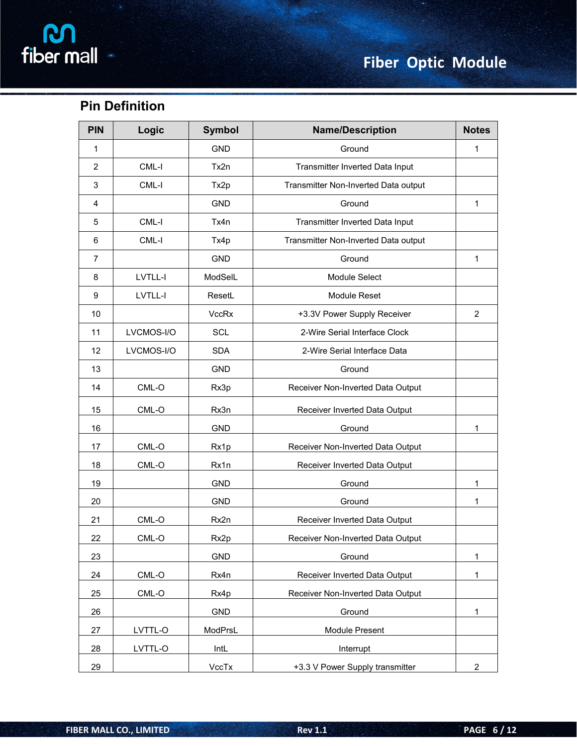## Pin Definition

| PIN | Logic | Symbol | Name/Description | Notes |
|---|---|---|---|---|
| 1 | | GND | Ground | 1 |
| 2 | CML-I | Tx2n | Transmitter Inverted Data Input | |
| 3 | CML-I | Tx2p | Transmitter Non-Inverted Data output | |
| 4 | | GND | Ground | 1 |
| 5 | CML-I | Tx4n | Transmitter Inverted Data Input | |
| 6 | CML-I | Tx4p | Transmitter Non-Inverted Data output | |
| 7 | | GND | Ground | 1 |
| 8 | LVTLL-I | ModSelL | Module Select | |
| 9 | LVTLL-I | ResetL | Module Reset | |
| 10 | | VccRx | +3.3V Power Supply Receiver | 2 |
| 11 | LVCMOS-I/O | SCL | 2-Wire Serial Interface Clock | |
| 12 | LVCMOS-I/O | SDA | 2-Wire Serial Interface Data | |
| 13 | | GND | Ground | |
| 14 | CML-O | Rx3p | Receiver Non-Inverted Data Output | |
| 15 | CML-O | Rx3n | Receiver Inverted Data Output | |
| 16 | | GND | Ground | 1 |
| 17 | CML-O | Rx1p | Receiver Non-Inverted Data Output | |
| 18 | CML-O | Rx1n | Receiver Inverted Data Output | |
| 19 | | GND | Ground | 1 |
| 20 | | GND | Ground | 1 |
| 21 | CML-O | Rx2n | Receiver Inverted Data Output | |
| 22 | CML-O | Rx2p | Receiver Non-Inverted Data Output | |
| 23 | | GND | Ground | 1 |
| 24 | CML-O | Rx4n | Receiver Inverted Data Output | 1 |
| 25 | CML-O | Rx4p | Receiver Non-Inverted Data Output | |
| 26 | | GND | Ground | 1 |
| 27 | LVTTL-O | ModPrsL | Module Present | |
| 28 | LVTTL-O | IntL | Interrupt | |
| 29 | | VccTx | +3.3 V Power Supply transmitter | 2 |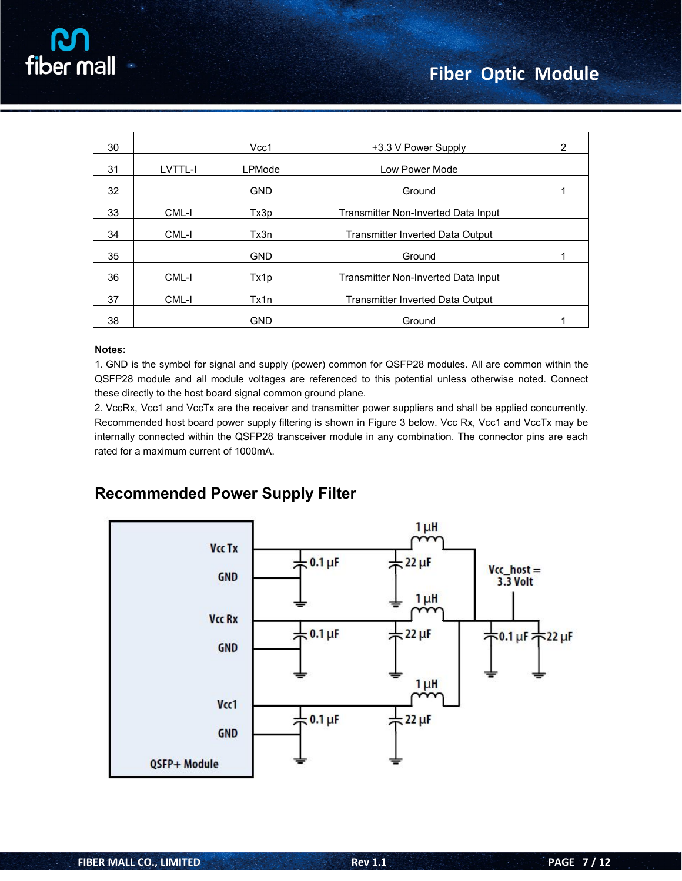| 30 | | Vcc1 | +3.3 V Power Supply | 2 |
|---|---|---|---|---|
| 31 | LVTTL-I | LPMode | Low Power Mode | |
| 32 | | GND | Ground | 1 |
| 33 | CML-I | Tx3p | Transmitter Non-Inverted Data Input | |
| 34 | CML-I | Tx3n | Transmitter Inverted Data Output | |
| 35 | | GND | Ground | 1 |
| 36 | CML-I | Tx1p | Transmitter Non-Inverted Data Input | |
| 37 | CML-I | Tx1n | Transmitter Inverted Data Output | |
| 38 | | GND | Ground | 1 |

**Notes:**

1. GND is the symbol for signal and supply (power) common for QSFP28 modules. All are common within the QSFP28 module and all module voltages are referenced to this potential unless otherwise noted. Connect these directly to the host board signal common ground plane.
2. VccRx, Vcc1 and VccTx are the receiver and transmitter power suppliers and shall be applied concurrently. Recommended host board power supply filtering is shown in Figure 3 below. Vcc Rx, Vcc1 and VccTx may be internally connected within the QSFP28 transceiver module in any combination. The connector pins are each rated for a maximum current of 1000mA.

## Recommended Power Supply Filter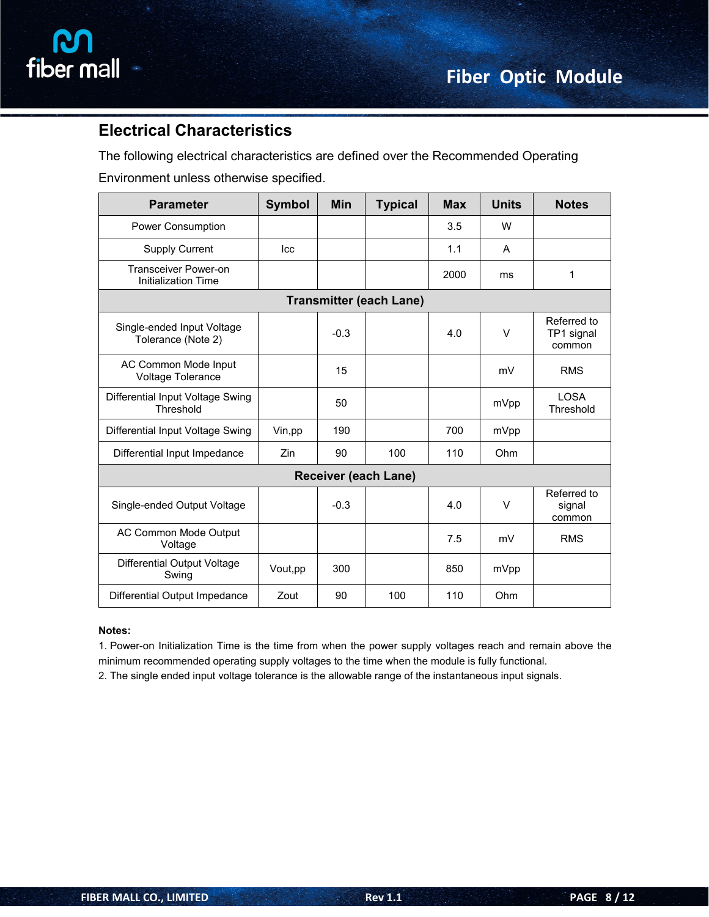## Electrical Characteristics

The following electrical characteristics are defined over the Recommended Operating Environment unless otherwise specified.

| Parameter | Symbol | Min | Typical | Max | Units | Notes |
|---|---|---|---|---|---|---|
| Power Consumption | | | | 3.5 | W | |
| Supply Current | Icc | | | 1.1 | A | |
| Transceiver Power-on Initialization Time | | | | 2000 | ms | 1 |
| **Transmitter (each Lane)** | | | | | | |
| Single-ended Input Voltage Tolerance (Note 2) | | -0.3 | | 4.0 | V | Referred to TP1 signal common |
| AC Common Mode Input Voltage Tolerance | | 15 | | | mV | RMS |
| Differential Input Voltage Swing Threshold | | 50 | | | mVpp | LOSA Threshold |
| Differential Input Voltage Swing | Vin,pp | 190 | | 700 | mVpp | |
| Differential Input Impedance | Zin | 90 | 100 | 110 | Ohm | |
| **Receiver (each Lane)** | | | | | | |
| Single-ended Output Voltage | | -0.3 | | 4.0 | V | Referred to signal common |
| AC Common Mode Output Voltage | | | | 7.5 | mV | RMS |
| Differential Output Voltage Swing | Vout,pp | 300 | | 850 | mVpp | |
| Differential Output Impedance | Zout | 90 | 100 | 110 | Ohm | |

**Notes:**

1. Power-on Initialization Time is the time from when the power supply voltages reach and remain above the minimum recommended operating supply voltages to the time when the module is fully functional.
2. The single ended input voltage tolerance is the allowable range of the instantaneous input signals.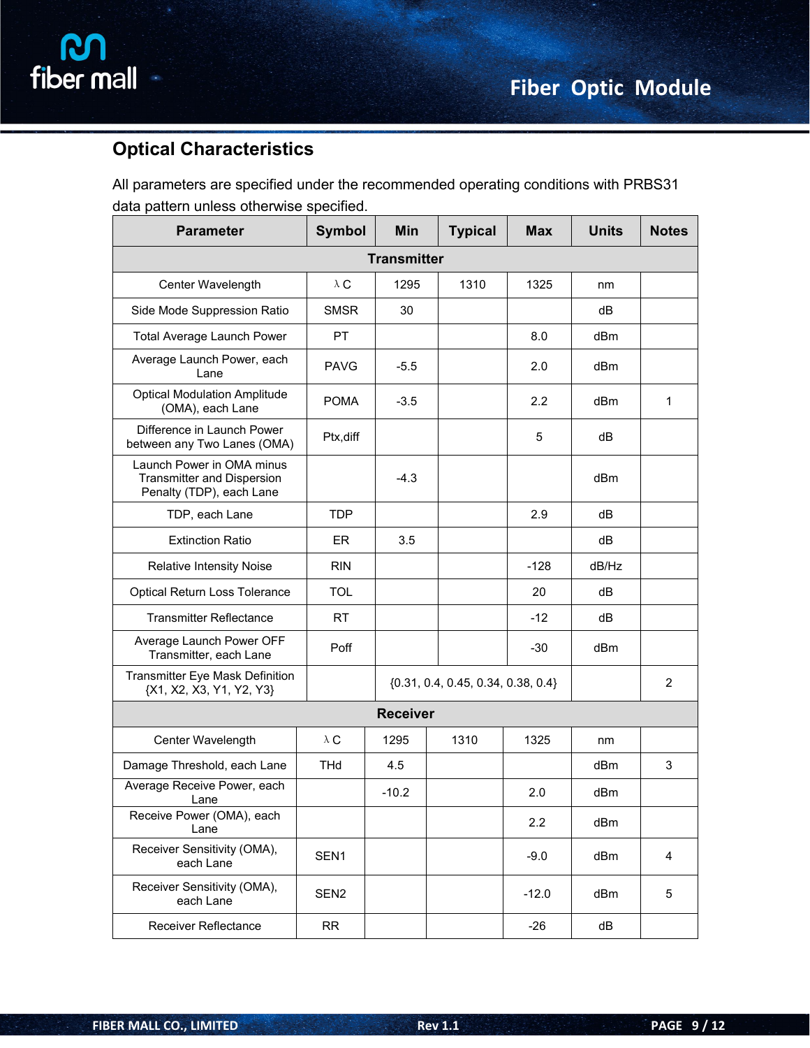## Optical Characteristics

All parameters are specified under the recommended operating conditions with PRBS31 data pattern unless otherwise specified.

| Parameter | Symbol | Min | Typical | Max | Units | Notes |
|---|---|---|---|---|---|---|
| **Transmitter** | | | | | | |
| Center Wavelength | λC | 1295 | 1310 | 1325 | nm | |
| Side Mode Suppression Ratio | SMSR | 30 | | | dB | |
| Total Average Launch Power | PT | | | 8.0 | dBm | |
| Average Launch Power, each Lane | PAVG | -5.5 | | 2.0 | dBm | |
| Optical Modulation Amplitude (OMA), each Lane | POMA | -3.5 | | 2.2 | dBm | 1 |
| Difference in Launch Power between any Two Lanes (OMA) | Ptx,diff | | | 5 | dB | |
| Launch Power in OMA minus Transmitter and Dispersion Penalty (TDP), each Lane | | -4.3 | | | dBm | |
| TDP, each Lane | TDP | | | 2.9 | dB | |
| Extinction Ratio | ER | 3.5 | | | dB | |
| Relative Intensity Noise | RIN | | | -128 | dB/Hz | |
| Optical Return Loss Tolerance | TOL | | | 20 | dB | |
| Transmitter Reflectance | RT | | | -12 | dB | |
| Average Launch Power OFF Transmitter, each Lane | Poff | | | -30 | dBm | |
| Transmitter Eye Mask Definition {X1, X2, X3, Y1, Y2, Y3} | | {0.31, 0.4, 0.45, 0.34, 0.38, 0.4} | | | | 2 |
| **Receiver** | | | | | | |
| Center Wavelength | λC | 1295 | 1310 | 1325 | nm | |
| Damage Threshold, each Lane | THd | 4.5 | | | dBm | 3 |
| Average Receive Power, each Lane | | -10.2 | | 2.0 | dBm | |
| Receive Power (OMA), each Lane | | | | 2.2 | dBm | |
| Receiver Sensitivity (OMA), each Lane | SEN1 | | | -9.0 | dBm | 4 |
| Receiver Sensitivity (OMA), each Lane | SEN2 | | | -12.0 | dBm | 5 |
| Receiver Reflectance | RR | | | -26 | dB | |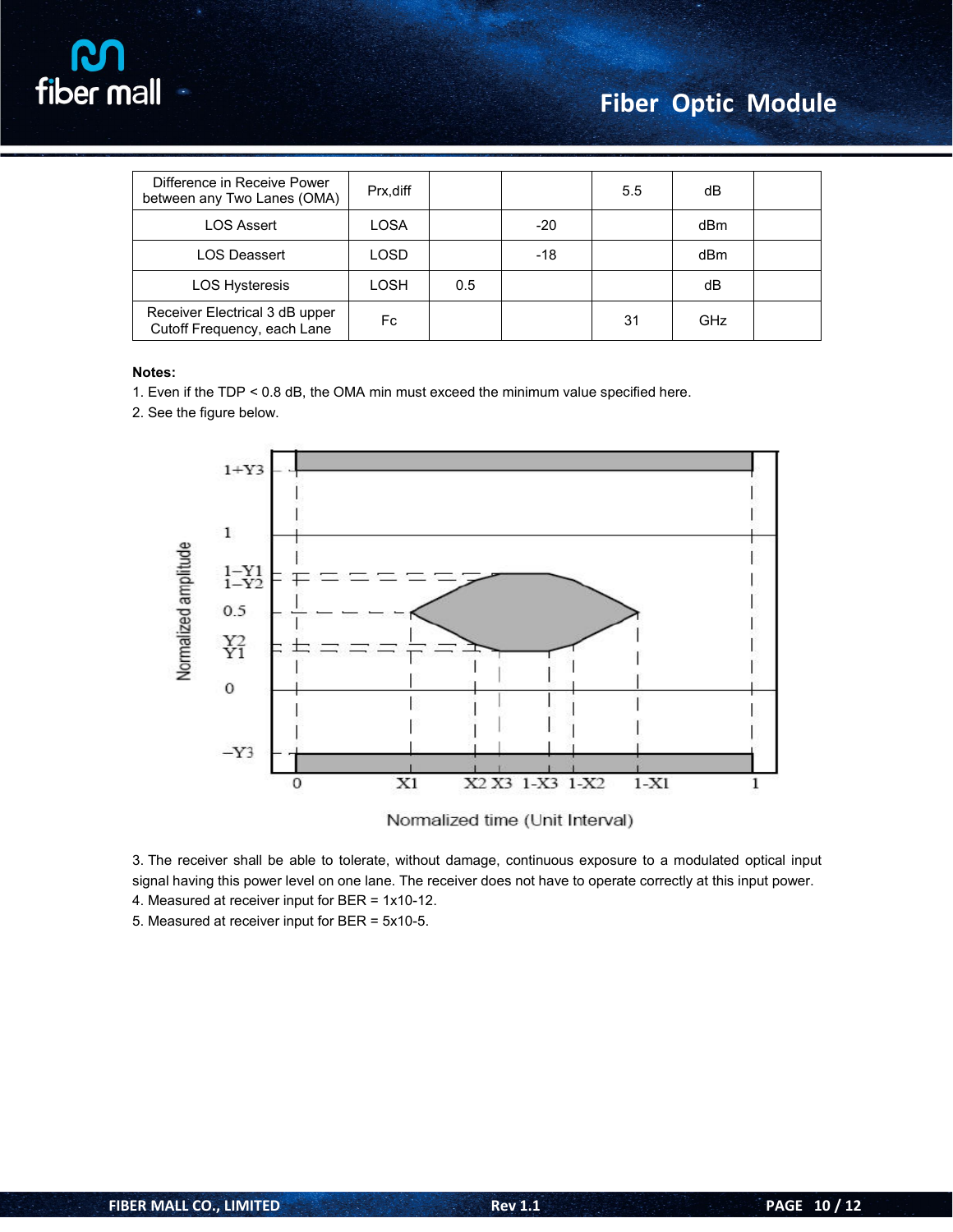| Difference in Receive Power between any Two Lanes (OMA) | Prx,diff | | | 5.5 | dB | |
|---|---|---|---|---|---|---|
| LOS Assert | LOSA | | -20 | | dBm | |
| LOS Deassert | LOSD | | -18 | | dBm | |
| LOS Hysteresis | LOSH | 0.5 | | | dB | |
| Receiver Electrical 3 dB upper Cutoff Frequency, each Lane | Fc | | | 31 | GHz | |

**Notes:**

1. Even if the TDP < 0.8 dB, the OMA min must exceed the minimum value specified here.
2. See the figure below.

3. The receiver shall be able to tolerate, without damage, continuous exposure to a modulated optical input signal having this power level on one lane. The receiver does not have to operate correctly at this input power.
4. Measured at receiver input for BER = 1x10-12.
5. Measured at receiver input for BER = 5x10-5.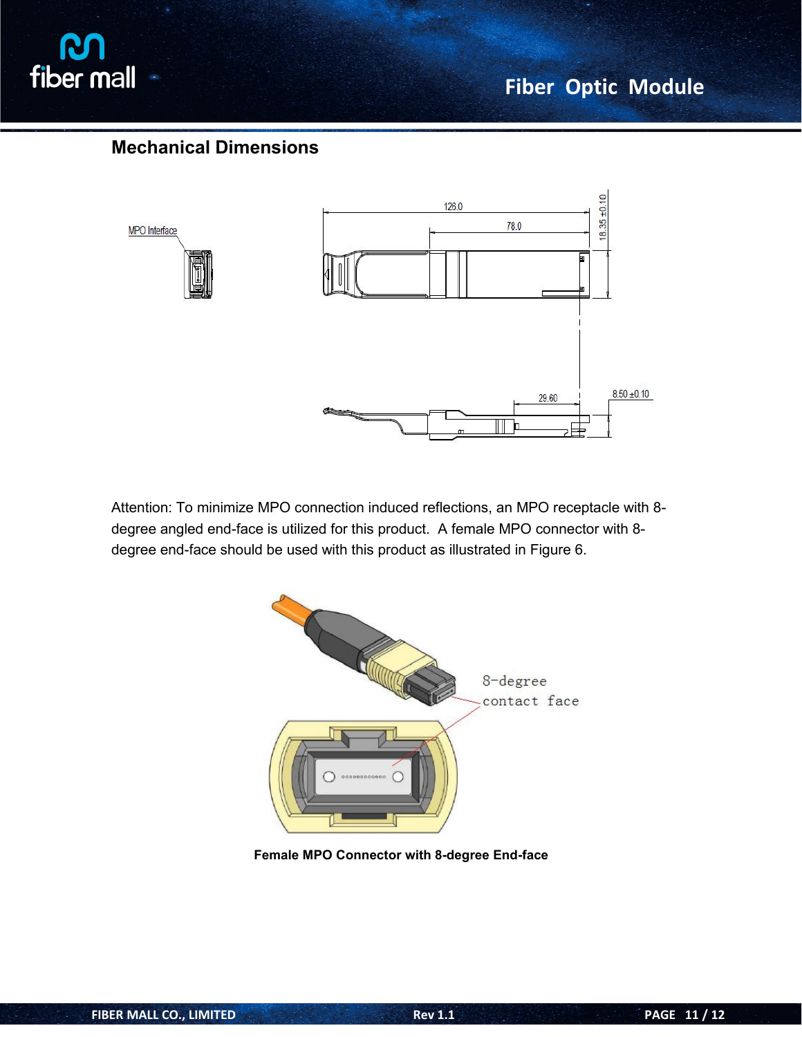## Mechanical Dimensions

Attention: To minimize MPO connection induced reflections, an MPO receptacle with 8-degree angled end-face is utilized for this product. A female MPO connector with 8-degree end-face should be used with this product as illustrated in Figure 6.

**Female MPO Connector with 8-degree End-face**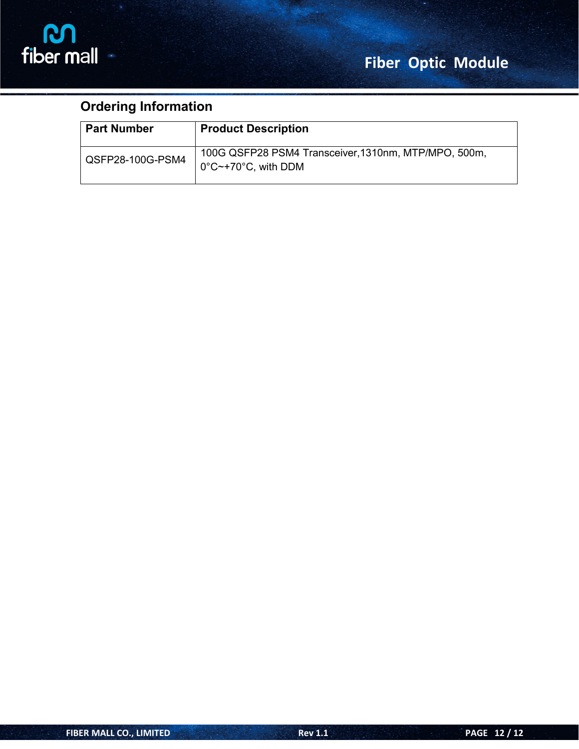## Ordering Information

| Part Number | Product Description |
|---|---|
| QSFP28-100G-PSM4 | 100G QSFP28 PSM4 Transceiver,1310nm, MTP/MPO, 500m, 0°C~+70°C, with DDM |